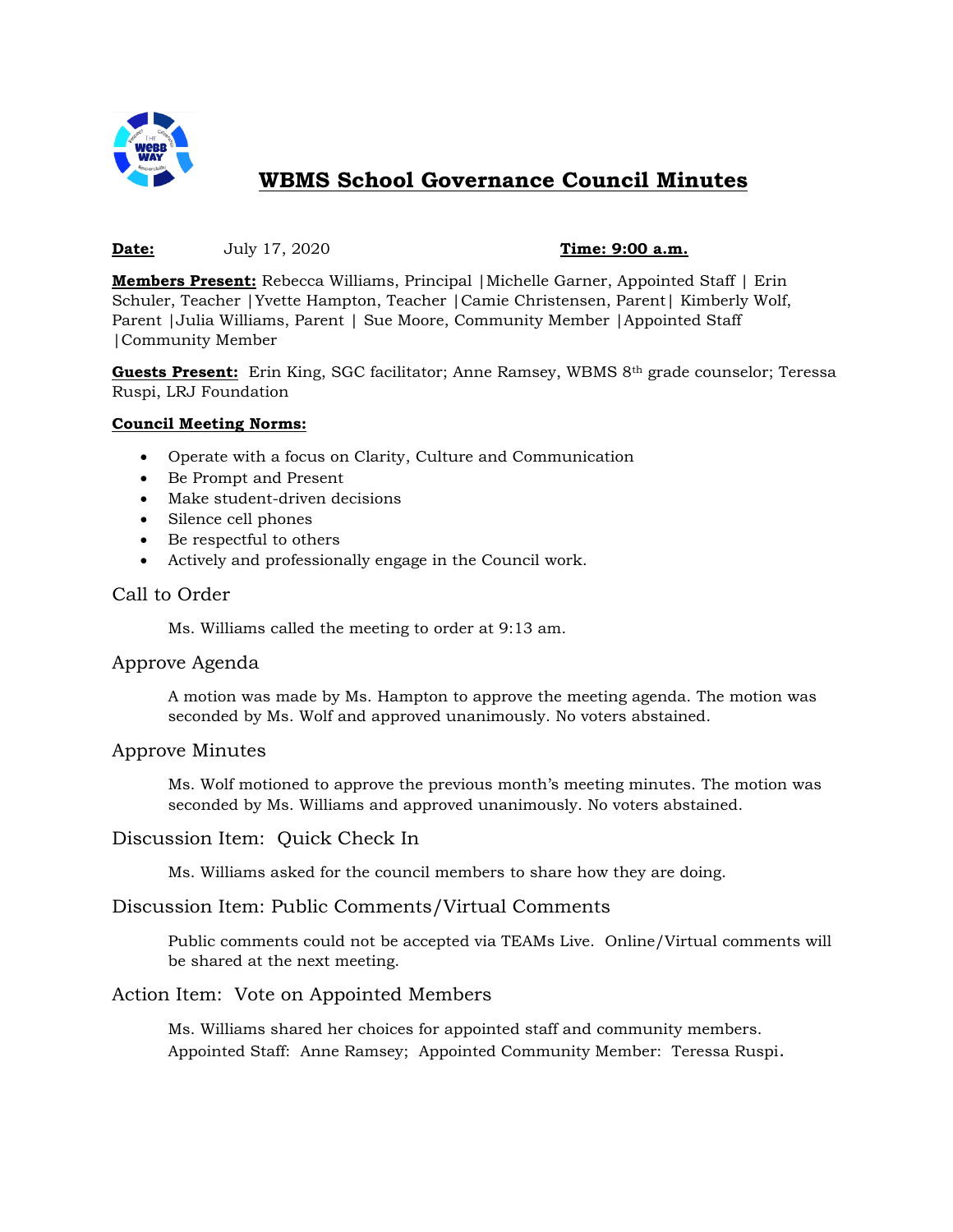# WBMS School Governance Council Minutes

**Date:** July 17, 2020 **Time: 9:00 a.m.**

**Members Present:** Rebecca Williams, Principal |Michelle Garner, Appointed Staff | Erin Schuler, Teacher |Yvette Hampton, Teacher |Camie Christensen, Parent| Kimberly Wolf, Parent |Julia Williams, Parent | Sue Moore, Community Member |Appointed Staff |Community Member

**Guests Present:** Erin King, SGC facilitator; Anne Ramsey, WBMS 8th grade counselor; Teressa Ruspi, LRJ Foundation

**Council Meeting Norms:**

- Operate with a focus on Clarity, Culture and Communication
- Be Prompt and Present
- Make student-driven decisions
- Silence cell phones
- Be respectful to others
- Actively and professionally engage in the Council work.

## Call to Order

Ms. Williams called the meeting to order at 9:13 am.

## Approve Agenda

A motion was made by Ms. Hampton to approve the meeting agenda. The motion was seconded by Ms. Wolf and approved unanimously. No voters abstained.

## Approve Minutes

Ms. Wolf motioned to approve the previous month's meeting minutes. The motion was seconded by Ms. Williams and approved unanimously. No voters abstained.

## Discussion Item: Quick Check In

Ms. Williams asked for the council members to share how they are doing.

## Discussion Item: Public Comments/Virtual Comments

Public comments could not be accepted via TEAMs Live. Online/Virtual comments will be shared at the next meeting.

## Action Item: Vote on Appointed Members

Ms. Williams shared her choices for appointed staff and community members. Appointed Staff: Anne Ramsey; Appointed Community Member: Teressa Ruspi.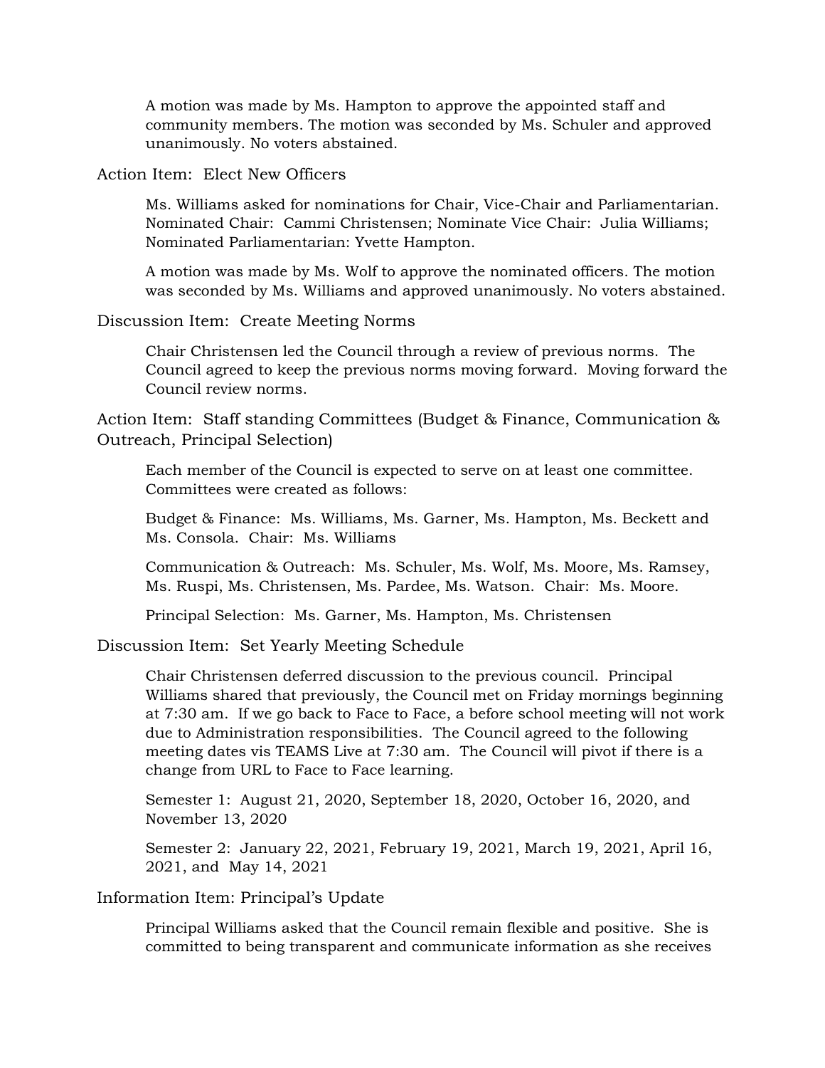A motion was made by Ms. Hampton to approve the appointed staff and community members. The motion was seconded by Ms. Schuler and approved unanimously. No voters abstained.

## Action Item: Elect New Officers

Ms. Williams asked for nominations for Chair, Vice-Chair and Parliamentarian. Nominated Chair: Cammi Christensen; Nominate Vice Chair: Julia Williams; Nominated Parliamentarian: Yvette Hampton.

A motion was made by Ms. Wolf to approve the nominated officers. The motion was seconded by Ms. Williams and approved unanimously. No voters abstained.

## Discussion Item: Create Meeting Norms

Chair Christensen led the Council through a review of previous norms. The Council agreed to keep the previous norms moving forward. Moving forward the Council review norms.

## Action Item: Staff standing Committees (Budget & Finance, Communication & Outreach, Principal Selection)

Each member of the Council is expected to serve on at least one committee. Committees were created as follows:

Budget & Finance: Ms. Williams, Ms. Garner, Ms. Hampton, Ms. Beckett and Ms. Consola. Chair: Ms. Williams

Communication & Outreach: Ms. Schuler, Ms. Wolf, Ms. Moore, Ms. Ramsey, Ms. Ruspi, Ms. Christensen, Ms. Pardee, Ms. Watson. Chair: Ms. Moore.

Principal Selection: Ms. Garner, Ms. Hampton, Ms. Christensen

## Discussion Item: Set Yearly Meeting Schedule

Chair Christensen deferred discussion to the previous council. Principal Williams shared that previously, the Council met on Friday mornings beginning at 7:30 am. If we go back to Face to Face, a before school meeting will not work due to Administration responsibilities. The Council agreed to the following meeting dates vis TEAMS Live at 7:30 am. The Council will pivot if there is a change from URL to Face to Face learning.

Semester 1: August 21, 2020, September 18, 2020, October 16, 2020, and November 13, 2020

Semester 2: January 22, 2021, February 19, 2021, March 19, 2021, April 16, 2021, and May 14, 2021

## Information Item: Principal's Update

Principal Williams asked that the Council remain flexible and positive. She is committed to being transparent and communicate information as she receives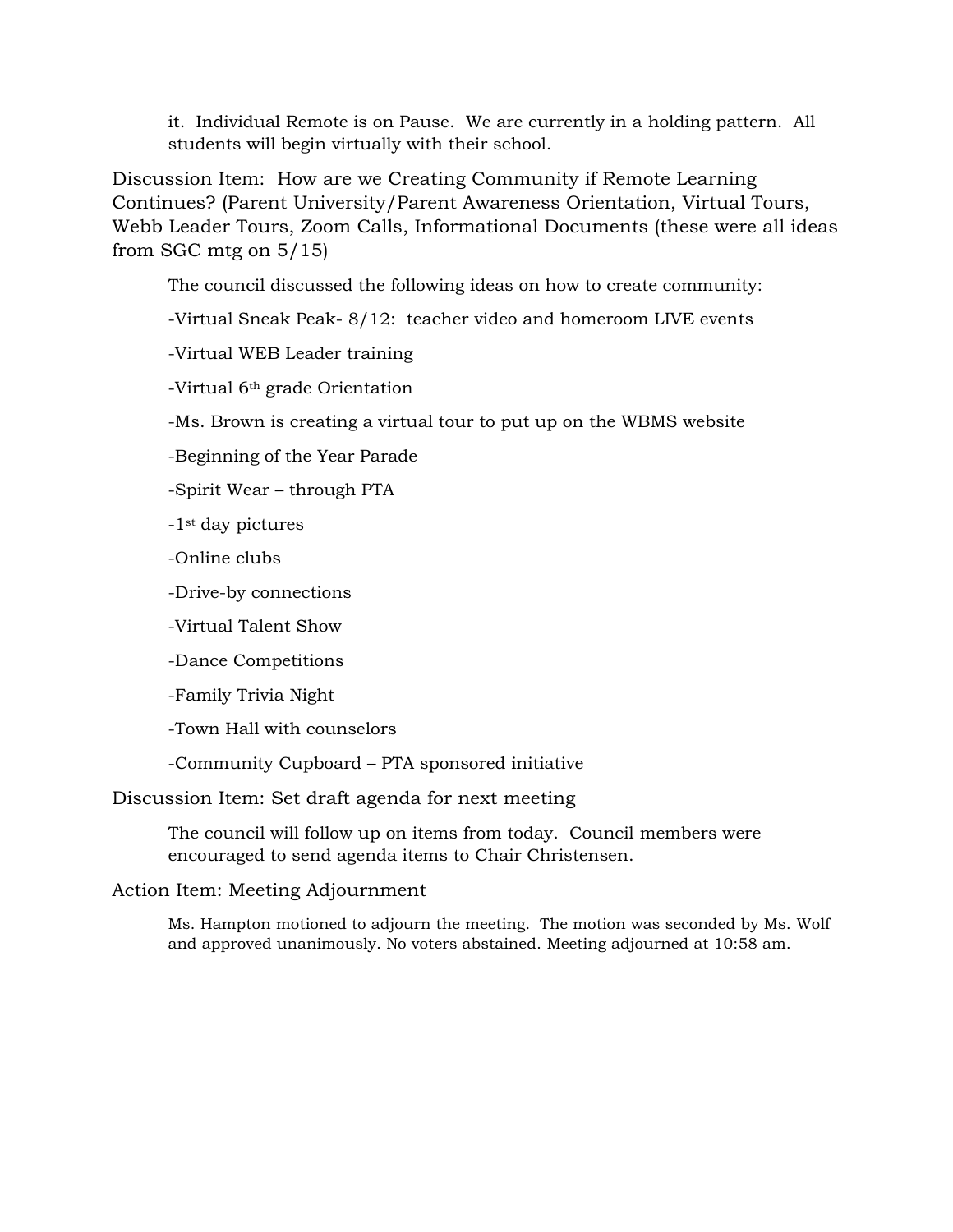it. Individual Remote is on Pause. We are currently in a holding pattern. All students will begin virtually with their school.

Discussion Item: How are we Creating Community if Remote Learning Continues? (Parent University/Parent Awareness Orientation, Virtual Tours, Webb Leader Tours, Zoom Calls, Informational Documents (these were all ideas from SGC mtg on 5/15)

The council discussed the following ideas on how to create community:

-Virtual Sneak Peak- 8/12: teacher video and homeroom LIVE events

-Virtual WEB Leader training

-Virtual 6th grade Orientation

-Ms. Brown is creating a virtual tour to put up on the WBMS website

-Beginning of the Year Parade

-Spirit Wear – through PTA

-1st day pictures

-Online clubs

-Drive-by connections

-Virtual Talent Show

-Dance Competitions

-Family Trivia Night

-Town Hall with counselors

-Community Cupboard – PTA sponsored initiative

Discussion Item: Set draft agenda for next meeting

The council will follow up on items from today. Council members were encouraged to send agenda items to Chair Christensen.

Action Item: Meeting Adjournment

Ms. Hampton motioned to adjourn the meeting. The motion was seconded by Ms. Wolf and approved unanimously. No voters abstained. Meeting adjourned at 10:58 am.